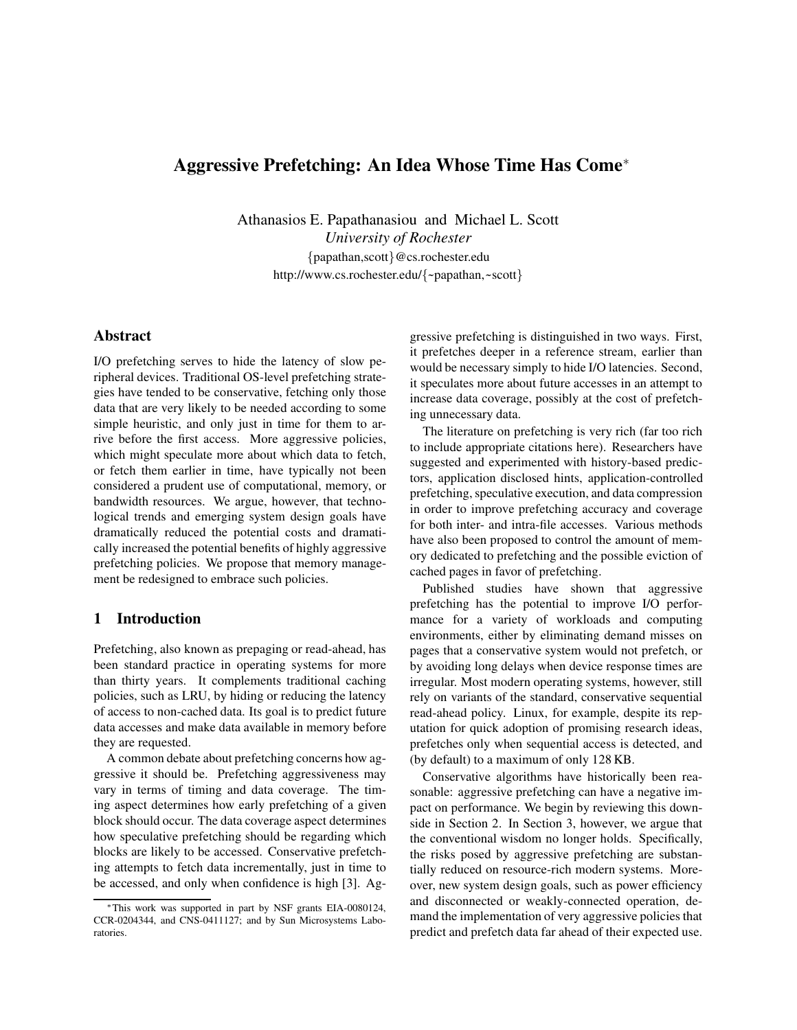# Aggressive Prefetching: An Idea Whose Time Has Come*

Athanasios E. Papathanasiou and Michael L. Scott

*University of Rochester*

{papathan,scott}@cs.rochester.edu

http://www.cs.rochester.edu/{~papathan,~scott}

## Abstract

I/O prefetching serves to hide the latency of slow peripheral devices. Traditional OS-level prefetching strategies have tended to be conservative, fetching only those data that are very likely to be needed according to some simple heuristic, and only just in time for them to arrive before the first access. More aggressive policies, which might speculate more about which data to fetch, or fetch them earlier in time, have typically not been considered a prudent use of computational, memory, or bandwidth resources. We argue, however, that technological trends and emerging system design goals have dramatically reduced the potential costs and dramatically increased the potential benefits of highly aggressive prefetching policies. We propose that memory management be redesigned to embrace such policies.

## 1 Introduction

Prefetching, also known as prepaging or read-ahead, has been standard practice in operating systems for more than thirty years. It complements traditional caching policies, such as LRU, by hiding or reducing the latency of access to non-cached data. Its goal is to predict future data accesses and make data available in memory before they are requested.

A common debate about prefetching concerns how aggressive it should be. Prefetching aggressiveness may vary in terms of timing and data coverage. The timing aspect determines how early prefetching of a given block should occur. The data coverage aspect determines how speculative prefetching should be regarding which blocks are likely to be accessed. Conservative prefetching attempts to fetch data incrementally, just in time to be accessed, and only when confidence is high [3]. Aggressive prefetching is distinguished in two ways. First, it prefetches deeper in a reference stream, earlier than would be necessary simply to hide I/O latencies. Second, it speculates more about future accesses in an attempt to increase data coverage, possibly at the cost of prefetching unnecessary data.

The literature on prefetching is very rich (far too rich to include appropriate citations here). Researchers have suggested and experimented with history-based predictors, application disclosed hints, application-controlled prefetching, speculative execution, and data compression in order to improve prefetching accuracy and coverage for both inter- and intra-file accesses. Various methods have also been proposed to control the amount of memory dedicated to prefetching and the possible eviction of cached pages in favor of prefetching.

Published studies have shown that aggressive prefetching has the potential to improve I/O performance for a variety of workloads and computing environments, either by eliminating demand misses on pages that a conservative system would not prefetch, or by avoiding long delays when device response times are irregular. Most modern operating systems, however, still rely on variants of the standard, conservative sequential read-ahead policy. Linux, for example, despite its reputation for quick adoption of promising research ideas, prefetches only when sequential access is detected, and (by default) to a maximum of only 128 KB.

Conservative algorithms have historically been reasonable: aggressive prefetching can have a negative impact on performance. We begin by reviewing this downside in Section 2. In Section 3, however, we argue that the conventional wisdom no longer holds. Specifically, the risks posed by aggressive prefetching are substantially reduced on resource-rich modern systems. Moreover, new system design goals, such as power efficiency and disconnected or weakly-connected operation, demand the implementation of very aggressive policies that predict and prefetch data far ahead of their expected use.

*This work was supported in part by NSF grants EIA-0080124, CCR-0204344, and CNS-0411127; and by Sun Microsystems Laboratories.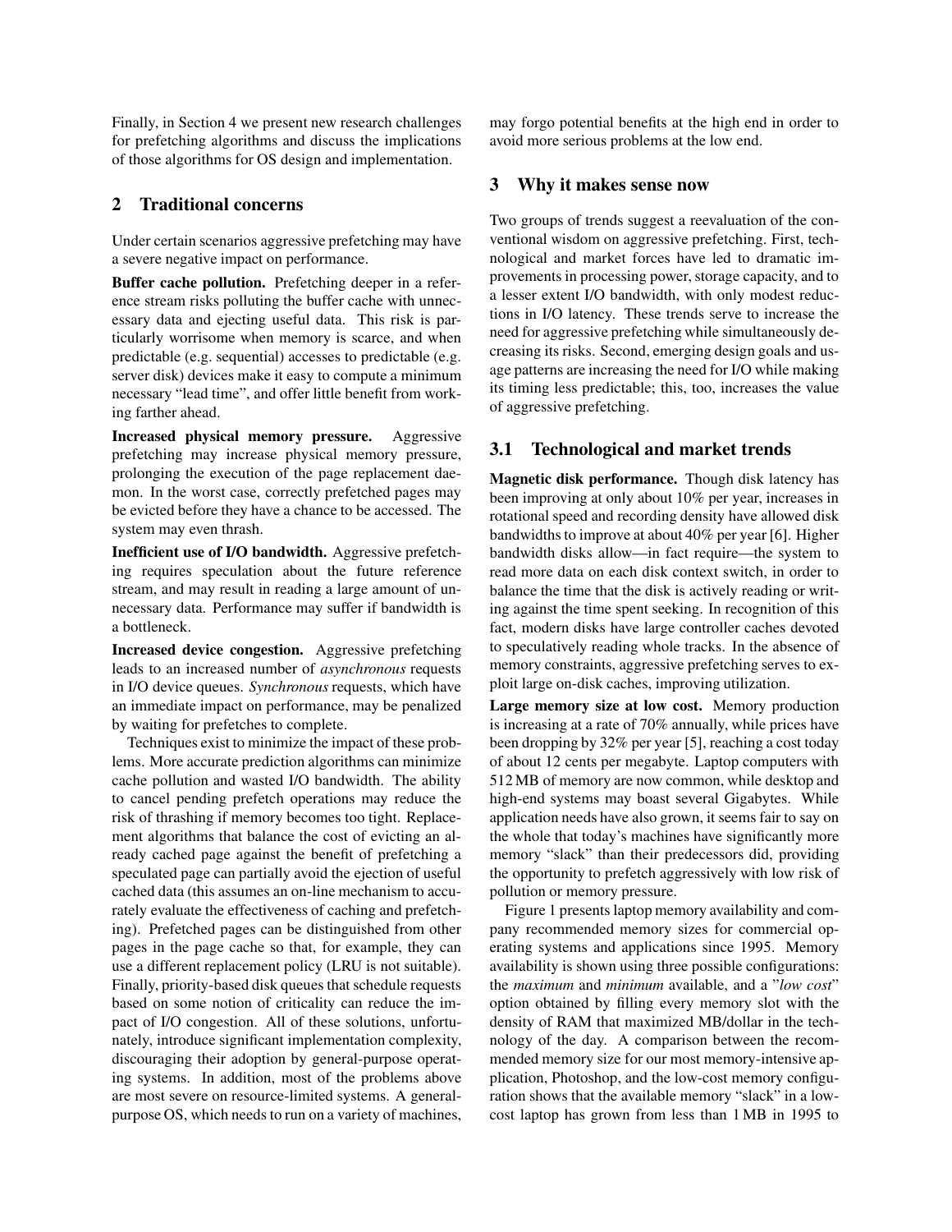Finally, in Section 4 we present new research challenges for prefetching algorithms and discuss the implications of those algorithms for OS design and implementation.

## 2 Traditional concerns

Under certain scenarios aggressive prefetching may have a severe negative impact on performance.

**Buffer cache pollution.** Prefetching deeper in a reference stream risks polluting the buffer cache with unnecessary data and ejecting useful data. This risk is particularly worrisome when memory is scarce, and when predictable (e.g. sequential) accesses to predictable (e.g. server disk) devices make it easy to compute a minimum necessary "lead time", and offer little benefit from working farther ahead.

**Increased physical memory pressure.** Aggressive prefetching may increase physical memory pressure, prolonging the execution of the page replacement daemon. In the worst case, correctly prefetched pages may be evicted before they have a chance to be accessed. The system may even thrash.

**Inefficient use of I/O bandwidth.** Aggressive prefetching requires speculation about the future reference stream, and may result in reading a large amount of unnecessary data. Performance may suffer if bandwidth is a bottleneck.

**Increased device congestion.** Aggressive prefetching leads to an increased number of *asynchronous* requests in I/O device queues. *Synchronous* requests, which have an immediate impact on performance, may be penalized by waiting for prefetches to complete.

Techniques exist to minimize the impact of these problems. More accurate prediction algorithms can minimize cache pollution and wasted I/O bandwidth. The ability to cancel pending prefetch operations may reduce the risk of thrashing if memory becomes too tight. Replacement algorithms that balance the cost of evicting an already cached page against the benefit of prefetching a speculated page can partially avoid the ejection of useful cached data (this assumes an on-line mechanism to accurately evaluate the effectiveness of caching and prefetching). Prefetched pages can be distinguished from other pages in the page cache so that, for example, they can use a different replacement policy (LRU is not suitable). Finally, priority-based disk queues that schedule requests based on some notion of criticality can reduce the impact of I/O congestion. All of these solutions, unfortunately, introduce significant implementation complexity, discouraging their adoption by general-purpose operating systems. In addition, most of the problems above are most severe on resource-limited systems. A general-purpose OS, which needs to run on a variety of machines, may forgo potential benefits at the high end in order to avoid more serious problems at the low end.

## 3 Why it makes sense now

Two groups of trends suggest a reevaluation of the conventional wisdom on aggressive prefetching. First, technological and market forces have led to dramatic improvements in processing power, storage capacity, and to a lesser extent I/O bandwidth, with only modest reductions in I/O latency. These trends serve to increase the need for aggressive prefetching while simultaneously decreasing its risks. Second, emerging design goals and usage patterns are increasing the need for I/O while making its timing less predictable; this, too, increases the value of aggressive prefetching.

### 3.1 Technological and market trends

**Magnetic disk performance.** Though disk latency has been improving at only about 10% per year, increases in rotational speed and recording density have allowed disk bandwidths to improve at about 40% per year [6]. Higher bandwidth disks allow—in fact require—the system to read more data on each disk context switch, in order to balance the time that the disk is actively reading or writing against the time spent seeking. In recognition of this fact, modern disks have large controller caches devoted to speculatively reading whole tracks. In the absence of memory constraints, aggressive prefetching serves to exploit large on-disk caches, improving utilization.

**Large memory size at low cost.** Memory production is increasing at a rate of 70% annually, while prices have been dropping by 32% per year [5], reaching a cost today of about 12 cents per megabyte. Laptop computers with 512 MB of memory are now common, while desktop and high-end systems may boast several Gigabytes. While application needs have also grown, it seems fair to say on the whole that today's machines have significantly more memory "slack" than their predecessors did, providing the opportunity to prefetch aggressively with low risk of pollution or memory pressure.

Figure 1 presents laptop memory availability and company recommended memory sizes for commercial operating systems and applications since 1995. Memory availability is shown using three possible configurations: the *maximum* and *minimum* available, and a "*low cost*" option obtained by filling every memory slot with the density of RAM that maximized MB/dollar in the technology of the day. A comparison between the recommended memory size for our most memory-intensive application, Photoshop, and the low-cost memory configuration shows that the available memory "slack" in a low-cost laptop has grown from less than 1 MB in 1995 to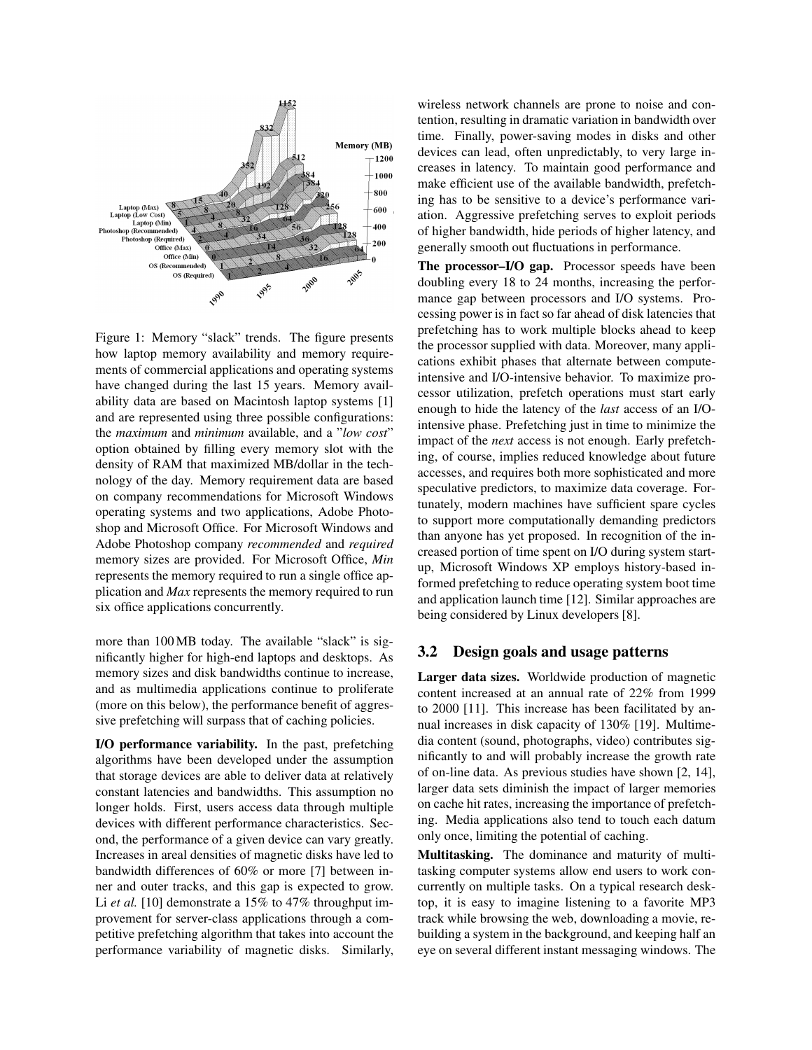Figure 1: Memory "slack" trends. The figure presents how laptop memory availability and memory requirements of commercial applications and operating systems have changed during the last 15 years. Memory availability data are based on Macintosh laptop systems [1] and are represented using three possible configurations: the *maximum* and *minimum* available, and a "*low cost*" option obtained by filling every memory slot with the density of RAM that maximized MB/dollar in the technology of the day. Memory requirement data are based on company recommendations for Microsoft Windows operating systems and two applications, Adobe Photoshop and Microsoft Office. For Microsoft Windows and Adobe Photoshop company *recommended* and *required* memory sizes are provided. For Microsoft Office, *Min* represents the memory required to run a single office application and *Max* represents the memory required to run six office applications concurrently.

more than 100 MB today. The available "slack" is significantly higher for high-end laptops and desktops. As memory sizes and disk bandwidths continue to increase, and as multimedia applications continue to proliferate (more on this below), the performance benefit of aggressive prefetching will surpass that of caching policies.

**I/O performance variability.** In the past, prefetching algorithms have been developed under the assumption that storage devices are able to deliver data at relatively constant latencies and bandwidths. This assumption no longer holds. First, users access data through multiple devices with different performance characteristics. Second, the performance of a given device can vary greatly. Increases in areal densities of magnetic disks have led to bandwidth differences of 60% or more [7] between inner and outer tracks, and this gap is expected to grow. Li *et al.* [10] demonstrate a 15% to 47% throughput improvement for server-class applications through a competitive prefetching algorithm that takes into account the performance variability of magnetic disks. Similarly, wireless network channels are prone to noise and contention, resulting in dramatic variation in bandwidth over time. Finally, power-saving modes in disks and other devices can lead, often unpredictably, to very large increases in latency. To maintain good performance and make efficient use of the available bandwidth, prefetching has to be sensitive to a device's performance variation. Aggressive prefetching serves to exploit periods of higher bandwidth, hide periods of higher latency, and generally smooth out fluctuations in performance.

**The processor–I/O gap.** Processor speeds have been doubling every 18 to 24 months, increasing the performance gap between processors and I/O systems. Processing power is in fact so far ahead of disk latencies that prefetching has to work multiple blocks ahead to keep the processor supplied with data. Moreover, many applications exhibit phases that alternate between compute-intensive and I/O-intensive behavior. To maximize processor utilization, prefetch operations must start early enough to hide the latency of the *last* access of an I/O-intensive phase. Prefetching just in time to minimize the impact of the *next* access is not enough. Early prefetching, of course, implies reduced knowledge about future accesses, and requires both more sophisticated and more speculative predictors, to maximize data coverage. Fortunately, modern machines have sufficient spare cycles to support more computationally demanding predictors than anyone has yet proposed. In recognition of the increased portion of time spent on I/O during system start-up, Microsoft Windows XP employs history-based informed prefetching to reduce operating system boot time and application launch time [12]. Similar approaches are being considered by Linux developers [8].

## 3.2 Design goals and usage patterns

**Larger data sizes.** Worldwide production of magnetic content increased at an annual rate of 22% from 1999 to 2000 [11]. This increase has been facilitated by annual increases in disk capacity of 130% [19]. Multimedia content (sound, photographs, video) contributes significantly to and will probably increase the growth rate of on-line data. As previous studies have shown [2, 14], larger data sets diminish the impact of larger memories on cache hit rates, increasing the importance of prefetching. Media applications also tend to touch each datum only once, limiting the potential of caching.

**Multitasking.** The dominance and maturity of multitasking computer systems allow end users to work concurrently on multiple tasks. On a typical research desktop, it is easy to imagine listening to a favorite MP3 track while browsing the web, downloading a movie, rebuilding a system in the background, and keeping half an eye on several different instant messaging windows. The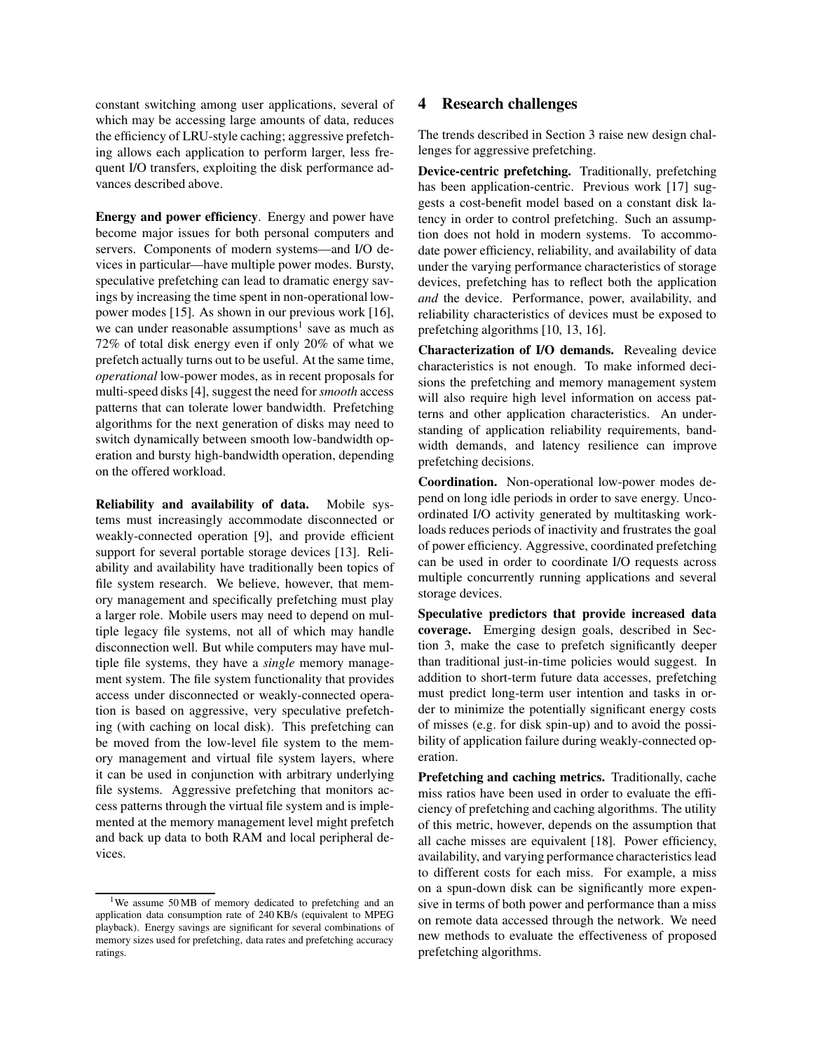constant switching among user applications, several of which may be accessing large amounts of data, reduces the efficiency of LRU-style caching; aggressive prefetching allows each application to perform larger, less frequent I/O transfers, exploiting the disk performance advances described above.

**Energy and power efficiency**. Energy and power have become major issues for both personal computers and servers. Components of modern systems—and I/O devices in particular—have multiple power modes. Bursty, speculative prefetching can lead to dramatic energy savings by increasing the time spent in non-operational low-power modes [15]. As shown in our previous work [16], we can under reasonable assumptions[1] save as much as 72% of total disk energy even if only 20% of what we prefetch actually turns out to be useful. At the same time, *operational* low-power modes, as in recent proposals for multi-speed disks [4], suggest the need for *smooth* access patterns that can tolerate lower bandwidth. Prefetching algorithms for the next generation of disks may need to switch dynamically between smooth low-bandwidth operation and bursty high-bandwidth operation, depending on the offered workload.

**Reliability and availability of data.** Mobile systems must increasingly accommodate disconnected or weakly-connected operation [9], and provide efficient support for several portable storage devices [13]. Reliability and availability have traditionally been topics of file system research. We believe, however, that memory management and specifically prefetching must play a larger role. Mobile users may need to depend on multiple legacy file systems, not all of which may handle disconnection well. But while computers may have multiple file systems, they have a *single* memory management system. The file system functionality that provides access under disconnected or weakly-connected operation is based on aggressive, very speculative prefetching (with caching on local disk). This prefetching can be moved from the low-level file system to the memory management and virtual file system layers, where it can be used in conjunction with arbitrary underlying file systems. Aggressive prefetching that monitors access patterns through the virtual file system and is implemented at the memory management level might prefetch and back up data to both RAM and local peripheral devices.

[1] We assume 50 MB of memory dedicated to prefetching and an application data consumption rate of 240 KB/s (equivalent to MPEG playback). Energy savings are significant for several combinations of memory sizes used for prefetching, data rates and prefetching accuracy ratings.

## 4 Research challenges

The trends described in Section 3 raise new design challenges for aggressive prefetching.

**Device-centric prefetching.** Traditionally, prefetching has been application-centric. Previous work [17] suggests a cost-benefit model based on a constant disk latency in order to control prefetching. Such an assumption does not hold in modern systems. To accommodate power efficiency, reliability, and availability of data under the varying performance characteristics of storage devices, prefetching has to reflect both the application *and* the device. Performance, power, availability, and reliability characteristics of devices must be exposed to prefetching algorithms [10, 13, 16].

**Characterization of I/O demands.** Revealing device characteristics is not enough. To make informed decisions the prefetching and memory management system will also require high level information on access patterns and other application characteristics. An understanding of application reliability requirements, bandwidth demands, and latency resilience can improve prefetching decisions.

**Coordination.** Non-operational low-power modes depend on long idle periods in order to save energy. Uncoordinated I/O activity generated by multitasking workloads reduces periods of inactivity and frustrates the goal of power efficiency. Aggressive, coordinated prefetching can be used in order to coordinate I/O requests across multiple concurrently running applications and several storage devices.

**Speculative predictors that provide increased data coverage.** Emerging design goals, described in Section 3, make the case to prefetch significantly deeper than traditional just-in-time policies would suggest. In addition to short-term future data accesses, prefetching must predict long-term user intention and tasks in order to minimize the potentially significant energy costs of misses (e.g. for disk spin-up) and to avoid the possibility of application failure during weakly-connected operation.

**Prefetching and caching metrics.** Traditionally, cache miss ratios have been used in order to evaluate the efficiency of prefetching and caching algorithms. The utility of this metric, however, depends on the assumption that all cache misses are equivalent [18]. Power efficiency, availability, and varying performance characteristics lead to different costs for each miss. For example, a miss on a spun-down disk can be significantly more expensive in terms of both power and performance than a miss on remote data accessed through the network. We need new methods to evaluate the effectiveness of proposed prefetching algorithms.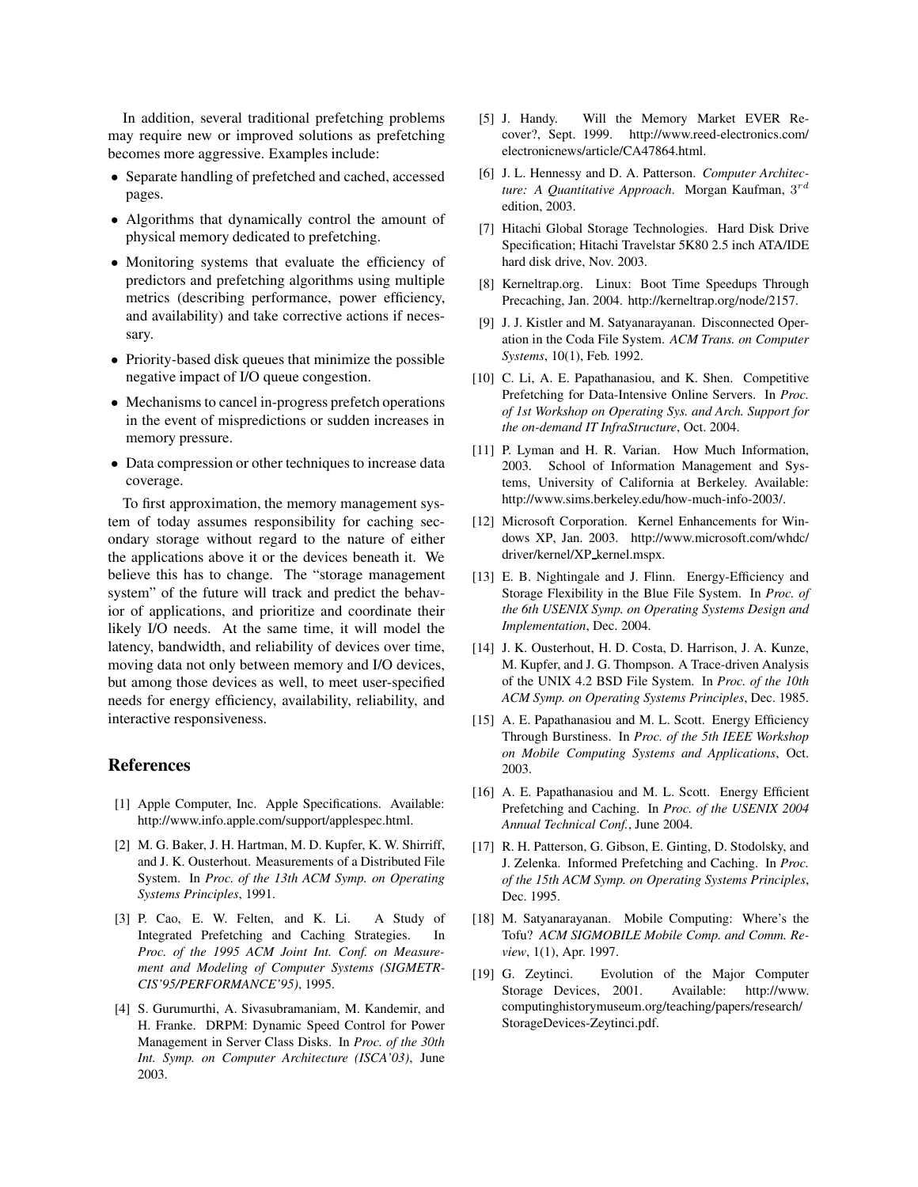In addition, several traditional prefetching problems may require new or improved solutions as prefetching becomes more aggressive. Examples include:

- Separate handling of prefetched and cached, accessed pages.
- Algorithms that dynamically control the amount of physical memory dedicated to prefetching.
- Monitoring systems that evaluate the efficiency of predictors and prefetching algorithms using multiple metrics (describing performance, power efficiency, and availability) and take corrective actions if necessary.
- Priority-based disk queues that minimize the possible negative impact of I/O queue congestion.
- Mechanisms to cancel in-progress prefetch operations in the event of mispredictions or sudden increases in memory pressure.
- Data compression or other techniques to increase data coverage.

To first approximation, the memory management system of today assumes responsibility for caching secondary storage without regard to the nature of either the applications above it or the devices beneath it. We believe this has to change. The "storage management system" of the future will track and predict the behavior of applications, and prioritize and coordinate their likely I/O needs. At the same time, it will model the latency, bandwidth, and reliability of devices over time, moving data not only between memory and I/O devices, but among those devices as well, to meet user-specified needs for energy efficiency, availability, reliability, and interactive responsiveness.

## References

[1] Apple Computer, Inc. Apple Specifications. Available: http://www.info.apple.com/support/applespec.html.

[2] M. G. Baker, J. H. Hartman, M. D. Kupfer, K. W. Shirriff, and J. K. Ousterhout. Measurements of a Distributed File System. In *Proc. of the 13th ACM Symp. on Operating Systems Principles*, 1991.

[3] P. Cao, E. W. Felten, and K. Li. A Study of Integrated Prefetching and Caching Strategies. In *Proc. of the 1995 ACM Joint Int. Conf. on Measurement and Modeling of Computer Systems (SIGMETRCIS'95/PERFORMANCE'95)*, 1995.

[4] S. Gurumurthi, A. Sivasubramaniam, M. Kandemir, and H. Franke. DRPM: Dynamic Speed Control for Power Management in Server Class Disks. In *Proc. of the 30th Int. Symp. on Computer Architecture (ISCA'03)*, June 2003.

[5] J. Handy. Will the Memory Market EVER Recover?, Sept. 1999. http://www.reed-electronics.com/electronicnews/article/CA47864.html.

[6] J. L. Hennessy and D. A. Patterson. *Computer Architecture: A Quantitative Approach*. Morgan Kaufman, $3^{rd}$ edition, 2003.

[7] Hitachi Global Storage Technologies. Hard Disk Drive Specification; Hitachi Travelstar 5K80 2.5 inch ATA/IDE hard disk drive, Nov. 2003.

[8] Kerneltrap.org. Linux: Boot Time Speedups Through Precaching, Jan. 2004. http://kerneltrap.org/node/2157.

[9] J. J. Kistler and M. Satyanarayanan. Disconnected Operation in the Coda File System. *ACM Trans. on Computer Systems*, 10(1), Feb. 1992.

[10] C. Li, A. E. Papathanasiou, and K. Shen. Competitive Prefetching for Data-Intensive Online Servers. In *Proc. of 1st Workshop on Operating Sys. and Arch. Support for the on-demand IT InfraStructure*, Oct. 2004.

[11] P. Lyman and H. R. Varian. How Much Information, 2003. School of Information Management and Systems, University of California at Berkeley. Available: http://www.sims.berkeley.edu/how-much-info-2003/.

[12] Microsoft Corporation. Kernel Enhancements for Windows XP, Jan. 2003. http://www.microsoft.com/whdc/driver/kernel/XP_kernel.mspx.

[13] E. B. Nightingale and J. Flinn. Energy-Efficiency and Storage Flexibility in the Blue File System. In *Proc. of the 6th USENIX Symp. on Operating Systems Design and Implementation*, Dec. 2004.

[14] J. K. Ousterhout, H. D. Costa, D. Harrison, J. A. Kunze, M. Kupfer, and J. G. Thompson. A Trace-driven Analysis of the UNIX 4.2 BSD File System. In *Proc. of the 10th ACM Symp. on Operating Systems Principles*, Dec. 1985.

[15] A. E. Papathanasiou and M. L. Scott. Energy Efficiency Through Burstiness. In *Proc. of the 5th IEEE Workshop on Mobile Computing Systems and Applications*, Oct. 2003.

[16] A. E. Papathanasiou and M. L. Scott. Energy Efficient Prefetching and Caching. In *Proc. of the USENIX 2004 Annual Technical Conf.*, June 2004.

[17] R. H. Patterson, G. Gibson, E. Ginting, D. Stodolsky, and J. Zelenka. Informed Prefetching and Caching. In *Proc. of the 15th ACM Symp. on Operating Systems Principles*, Dec. 1995.

[18] M. Satyanarayanan. Mobile Computing: Where's the Tofu? *ACM SIGMOBILE Mobile Comp. and Comm. Review*, 1(1), Apr. 1997.

[19] G. Zeytinci. Evolution of the Major Computer Storage Devices, 2001. Available: http://www.computinghistorymuseum.org/teaching/papers/research/StorageDevices-Zeytinci.pdf.